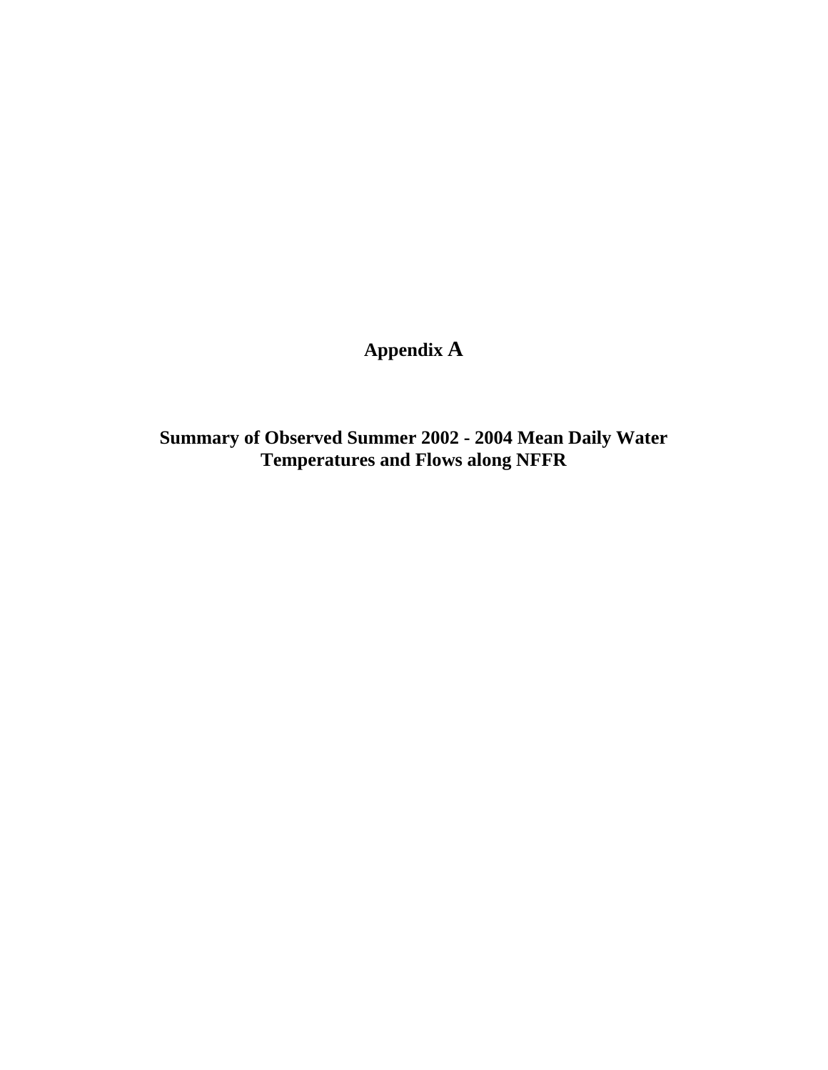# Appendix A

## Summary of Observed Summer 2002 - 2004 Mean Daily Water Temperatures and Flows along NFFR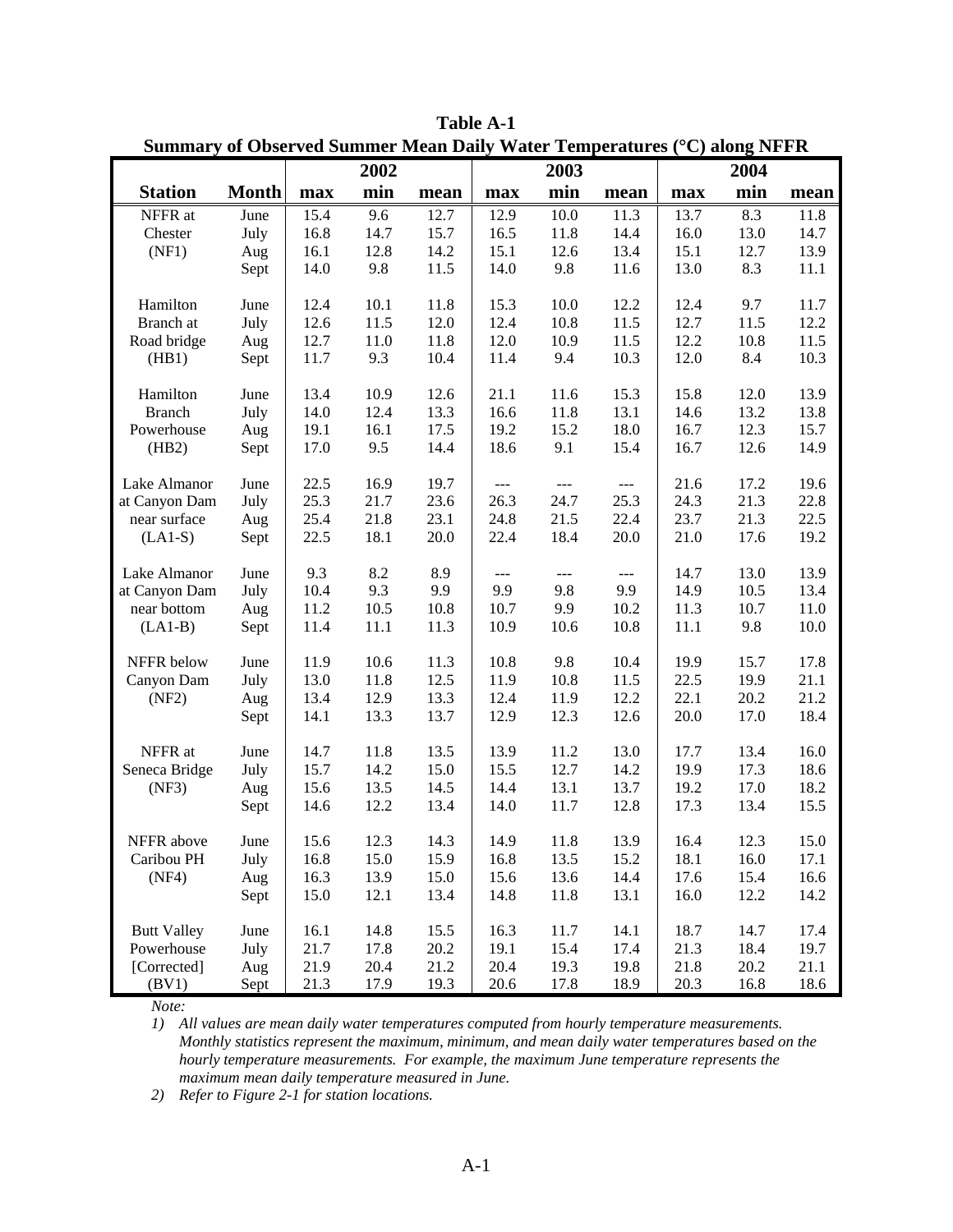**Table A-1**
**Summary of Observed Summer Mean Daily Water Temperatures (°C) along NFFR**

| | | 2002 | | | 2003 | | | 2004 | | |
|---|---|---|---|---|---|---|---|---|---|---|
| **Station** | **Month** | **max** | **min** | **mean** | **max** | **min** | **mean** | **max** | **min** | **mean** |
| NFFR at | June | 15.4 | 9.6 | 12.7 | 12.9 | 10.0 | 11.3 | 13.7 | 8.3 | 11.8 |
| Chester | July | 16.8 | 14.7 | 15.7 | 16.5 | 11.8 | 14.4 | 16.0 | 13.0 | 14.7 |
| (NF1) | Aug | 16.1 | 12.8 | 14.2 | 15.1 | 12.6 | 13.4 | 15.1 | 12.7 | 13.9 |
| | Sept | 14.0 | 9.8 | 11.5 | 14.0 | 9.8 | 11.6 | 13.0 | 8.3 | 11.1 |
| Hamilton | June | 12.4 | 10.1 | 11.8 | 15.3 | 10.0 | 12.2 | 12.4 | 9.7 | 11.7 |
| Branch at | July | 12.6 | 11.5 | 12.0 | 12.4 | 10.8 | 11.5 | 12.7 | 11.5 | 12.2 |
| Road bridge | Aug | 12.7 | 11.0 | 11.8 | 12.0 | 10.9 | 11.5 | 12.2 | 10.8 | 11.5 |
| (HB1) | Sept | 11.7 | 9.3 | 10.4 | 11.4 | 9.4 | 10.3 | 12.0 | 8.4 | 10.3 |
| Hamilton | June | 13.4 | 10.9 | 12.6 | 21.1 | 11.6 | 15.3 | 15.8 | 12.0 | 13.9 |
| Branch | July | 14.0 | 12.4 | 13.3 | 16.6 | 11.8 | 13.1 | 14.6 | 13.2 | 13.8 |
| Powerhouse | Aug | 19.1 | 16.1 | 17.5 | 19.2 | 15.2 | 18.0 | 16.7 | 12.3 | 15.7 |
| (HB2) | Sept | 17.0 | 9.5 | 14.4 | 18.6 | 9.1 | 15.4 | 16.7 | 12.6 | 14.9 |
| Lake Almanor | June | 22.5 | 16.9 | 19.7 | --- | --- | --- | 21.6 | 17.2 | 19.6 |
| at Canyon Dam | July | 25.3 | 21.7 | 23.6 | 26.3 | 24.7 | 25.3 | 24.3 | 21.3 | 22.8 |
| near surface | Aug | 25.4 | 21.8 | 23.1 | 24.8 | 21.5 | 22.4 | 23.7 | 21.3 | 22.5 |
| (LA1-S) | Sept | 22.5 | 18.1 | 20.0 | 22.4 | 18.4 | 20.0 | 21.0 | 17.6 | 19.2 |
| Lake Almanor | June | 9.3 | 8.2 | 8.9 | --- | --- | --- | 14.7 | 13.0 | 13.9 |
| at Canyon Dam | July | 10.4 | 9.3 | 9.9 | 9.9 | 9.8 | 9.9 | 14.9 | 10.5 | 13.4 |
| near bottom | Aug | 11.2 | 10.5 | 10.8 | 10.7 | 9.9 | 10.2 | 11.3 | 10.7 | 11.0 |
| (LA1-B) | Sept | 11.4 | 11.1 | 11.3 | 10.9 | 10.6 | 10.8 | 11.1 | 9.8 | 10.0 |
| NFFR below | June | 11.9 | 10.6 | 11.3 | 10.8 | 9.8 | 10.4 | 19.9 | 15.7 | 17.8 |
| Canyon Dam | July | 13.0 | 11.8 | 12.5 | 11.9 | 10.8 | 11.5 | 22.5 | 19.9 | 21.1 |
| (NF2) | Aug | 13.4 | 12.9 | 13.3 | 12.4 | 11.9 | 12.2 | 22.1 | 20.2 | 21.2 |
| | Sept | 14.1 | 13.3 | 13.7 | 12.9 | 12.3 | 12.6 | 20.0 | 17.0 | 18.4 |
| NFFR at | June | 14.7 | 11.8 | 13.5 | 13.9 | 11.2 | 13.0 | 17.7 | 13.4 | 16.0 |
| Seneca Bridge | July | 15.7 | 14.2 | 15.0 | 15.5 | 12.7 | 14.2 | 19.9 | 17.3 | 18.6 |
| (NF3) | Aug | 15.6 | 13.5 | 14.5 | 14.4 | 13.1 | 13.7 | 19.2 | 17.0 | 18.2 |
| | Sept | 14.6 | 12.2 | 13.4 | 14.0 | 11.7 | 12.8 | 17.3 | 13.4 | 15.5 |
| NFFR above | June | 15.6 | 12.3 | 14.3 | 14.9 | 11.8 | 13.9 | 16.4 | 12.3 | 15.0 |
| Caribou PH | July | 16.8 | 15.0 | 15.9 | 16.8 | 13.5 | 15.2 | 18.1 | 16.0 | 17.1 |
| (NF4) | Aug | 16.3 | 13.9 | 15.0 | 15.6 | 13.6 | 14.4 | 17.6 | 15.4 | 16.6 |
| | Sept | 15.0 | 12.1 | 13.4 | 14.8 | 11.8 | 13.1 | 16.0 | 12.2 | 14.2 |
| Butt Valley | June | 16.1 | 14.8 | 15.5 | 16.3 | 11.7 | 14.1 | 18.7 | 14.7 | 17.4 |
| Powerhouse | July | 21.7 | 17.8 | 20.2 | 19.1 | 15.4 | 17.4 | 21.3 | 18.4 | 19.7 |
| [Corrected] | Aug | 21.9 | 20.4 | 21.2 | 20.4 | 19.3 | 19.8 | 21.8 | 20.2 | 21.1 |
| (BV1) | Sept | 21.3 | 17.9 | 19.3 | 20.6 | 17.8 | 18.9 | 20.3 | 16.8 | 18.6 |

*Note:*

1) *All values are mean daily water temperatures computed from hourly temperature measurements. Monthly statistics represent the maximum, minimum, and mean daily water temperatures based on the hourly temperature measurements. For example, the maximum June temperature represents the maximum mean daily temperature measured in June.*
2) *Refer to Figure 2-1 for station locations.*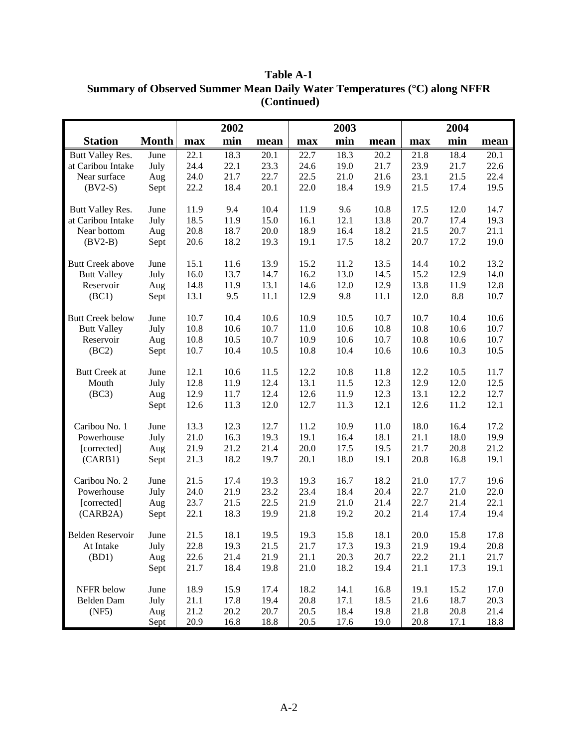**Table A-1**
**Summary of Observed Summer Mean Daily Water Temperatures (°C) along NFFR (Continued)**

| Station | Month | 2002 | | | 2003 | | | 2004 | | |
|---|---|---|---|---|---|---|---|---|---|---|
| | | max | min | mean | max | min | mean | max | min | mean |
| Butt Valley Res. | June | 22.1 | 18.3 | 20.1 | 22.7 | 18.3 | 20.2 | 21.8 | 18.4 | 20.1 |
| at Caribou Intake | July | 24.4 | 22.1 | 23.3 | 24.6 | 19.0 | 21.7 | 23.9 | 21.7 | 22.6 |
| Near surface | Aug | 24.0 | 21.7 | 22.7 | 22.5 | 21.0 | 21.6 | 23.1 | 21.5 | 22.4 |
| (BV2-S) | Sept | 22.2 | 18.4 | 20.1 | 22.0 | 18.4 | 19.9 | 21.5 | 17.4 | 19.5 |
| Butt Valley Res. | June | 11.9 | 9.4 | 10.4 | 11.9 | 9.6 | 10.8 | 17.5 | 12.0 | 14.7 |
| at Caribou Intake | July | 18.5 | 11.9 | 15.0 | 16.1 | 12.1 | 13.8 | 20.7 | 17.4 | 19.3 |
| Near bottom | Aug | 20.8 | 18.7 | 20.0 | 18.9 | 16.4 | 18.2 | 21.5 | 20.7 | 21.1 |
| (BV2-B) | Sept | 20.6 | 18.2 | 19.3 | 19.1 | 17.5 | 18.2 | 20.7 | 17.2 | 19.0 |
| Butt Creek above | June | 15.1 | 11.6 | 13.9 | 15.2 | 11.2 | 13.5 | 14.4 | 10.2 | 13.2 |
| Butt Valley | July | 16.0 | 13.7 | 14.7 | 16.2 | 13.0 | 14.5 | 15.2 | 12.9 | 14.0 |
| Reservoir | Aug | 14.8 | 11.9 | 13.1 | 14.6 | 12.0 | 12.9 | 13.8 | 11.9 | 12.8 |
| (BC1) | Sept | 13.1 | 9.5 | 11.1 | 12.9 | 9.8 | 11.1 | 12.0 | 8.8 | 10.7 |
| Butt Creek below | June | 10.7 | 10.4 | 10.6 | 10.9 | 10.5 | 10.7 | 10.7 | 10.4 | 10.6 |
| Butt Valley | July | 10.8 | 10.6 | 10.7 | 11.0 | 10.6 | 10.8 | 10.8 | 10.6 | 10.7 |
| Reservoir | Aug | 10.8 | 10.5 | 10.7 | 10.9 | 10.6 | 10.7 | 10.8 | 10.6 | 10.7 |
| (BC2) | Sept | 10.7 | 10.4 | 10.5 | 10.8 | 10.4 | 10.6 | 10.6 | 10.3 | 10.5 |
| Butt Creek at | June | 12.1 | 10.6 | 11.5 | 12.2 | 10.8 | 11.8 | 12.2 | 10.5 | 11.7 |
| Mouth | July | 12.8 | 11.9 | 12.4 | 13.1 | 11.5 | 12.3 | 12.9 | 12.0 | 12.5 |
| (BC3) | Aug | 12.9 | 11.7 | 12.4 | 12.6 | 11.9 | 12.3 | 13.1 | 12.2 | 12.7 |
| | Sept | 12.6 | 11.3 | 12.0 | 12.7 | 11.3 | 12.1 | 12.6 | 11.2 | 12.1 |
| Caribou No. 1 | June | 13.3 | 12.3 | 12.7 | 11.2 | 10.9 | 11.0 | 18.0 | 16.4 | 17.2 |
| Powerhouse | July | 21.0 | 16.3 | 19.3 | 19.1 | 16.4 | 18.1 | 21.1 | 18.0 | 19.9 |
| [corrected] | Aug | 21.9 | 21.2 | 21.4 | 20.0 | 17.5 | 19.5 | 21.7 | 20.8 | 21.2 |
| (CARB1) | Sept | 21.3 | 18.2 | 19.7 | 20.1 | 18.0 | 19.1 | 20.8 | 16.8 | 19.1 |
| Caribou No. 2 | June | 21.5 | 17.4 | 19.3 | 19.3 | 16.7 | 18.2 | 21.0 | 17.7 | 19.6 |
| Powerhouse | July | 24.0 | 21.9 | 23.2 | 23.4 | 18.4 | 20.4 | 22.7 | 21.0 | 22.0 |
| [corrected] | Aug | 23.7 | 21.5 | 22.5 | 21.9 | 21.0 | 21.4 | 22.7 | 21.4 | 22.1 |
| (CARB2A) | Sept | 22.1 | 18.3 | 19.9 | 21.8 | 19.2 | 20.2 | 21.4 | 17.4 | 19.4 |
| Belden Reservoir | June | 21.5 | 18.1 | 19.5 | 19.3 | 15.8 | 18.1 | 20.0 | 15.8 | 17.8 |
| At Intake | July | 22.8 | 19.3 | 21.5 | 21.7 | 17.3 | 19.3 | 21.9 | 19.4 | 20.8 |
| (BD1) | Aug | 22.6 | 21.4 | 21.9 | 21.1 | 20.3 | 20.7 | 22.2 | 21.1 | 21.7 |
| | Sept | 21.7 | 18.4 | 19.8 | 21.0 | 18.2 | 19.4 | 21.1 | 17.3 | 19.1 |
| NFFR below | June | 18.9 | 15.9 | 17.4 | 18.2 | 14.1 | 16.8 | 19.1 | 15.2 | 17.0 |
| Belden Dam | July | 21.1 | 17.8 | 19.4 | 20.8 | 17.1 | 18.5 | 21.6 | 18.7 | 20.3 |
| (NF5) | Aug | 21.2 | 20.2 | 20.7 | 20.5 | 18.4 | 19.8 | 21.8 | 20.8 | 21.4 |
| | Sept | 20.9 | 16.8 | 18.8 | 20.5 | 17.6 | 19.0 | 20.8 | 17.1 | 18.8 |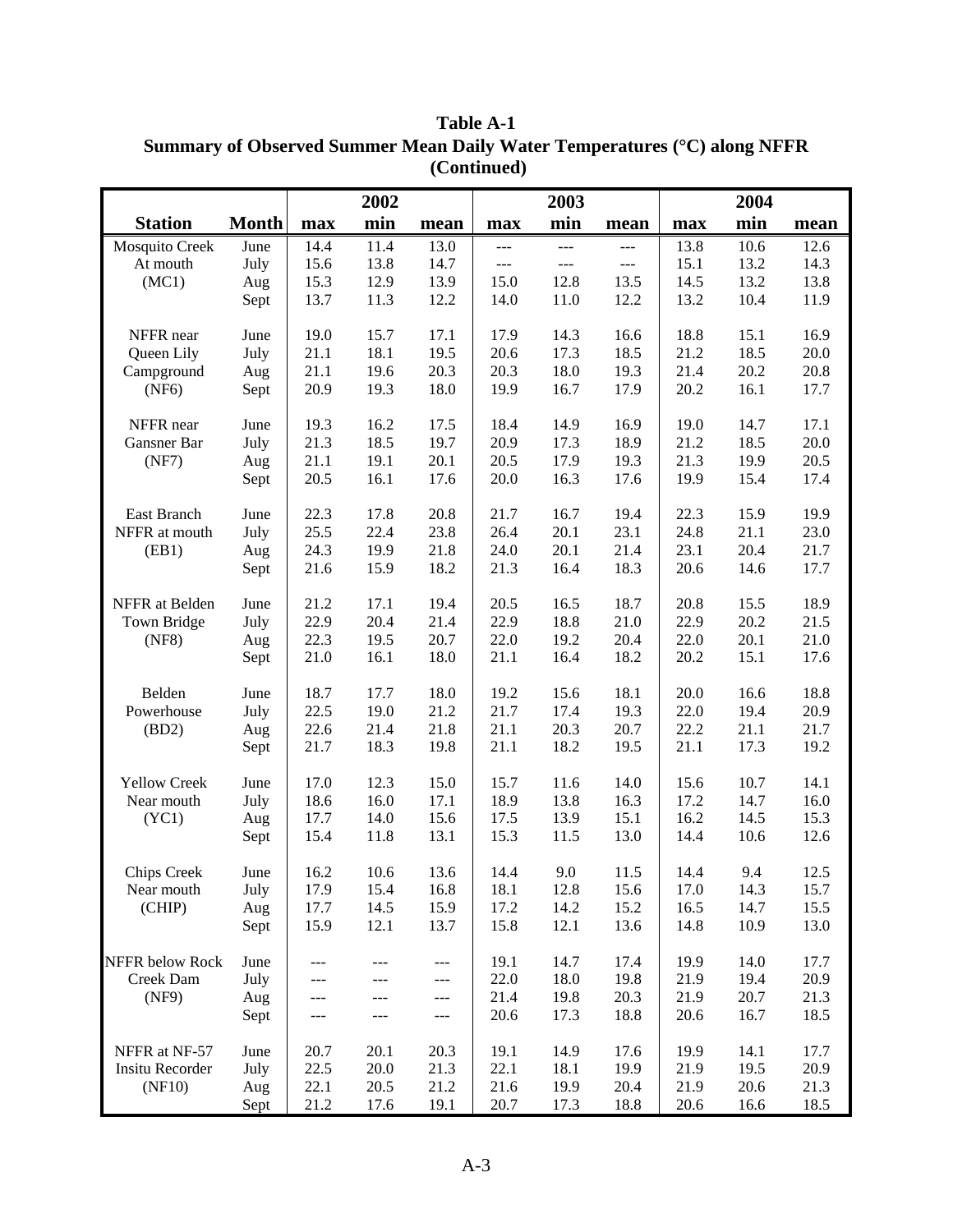**Table A-1**
**Summary of Observed Summer Mean Daily Water Temperatures (°C) along NFFR (Continued)**

| Station | Month | 2002 | | | 2003 | | | 2004 | | |
|---|---|---|---|---|---|---|---|---|---|---|
| | | max | min | mean | max | min | mean | max | min | mean |
| Mosquito Creek At mouth (MC1) | June | 14.4 | 11.4 | 13.0 | --- | --- | --- | 13.8 | 10.6 | 12.6 |
| | July | 15.6 | 13.8 | 14.7 | --- | --- | --- | 15.1 | 13.2 | 14.3 |
| | Aug | 15.3 | 12.9 | 13.9 | 15.0 | 12.8 | 13.5 | 14.5 | 13.2 | 13.8 |
| | Sept | 13.7 | 11.3 | 12.2 | 14.0 | 11.0 | 12.2 | 13.2 | 10.4 | 11.9 |
| NFFR near Queen Lily Campground (NF6) | June | 19.0 | 15.7 | 17.1 | 17.9 | 14.3 | 16.6 | 18.8 | 15.1 | 16.9 |
| | July | 21.1 | 18.1 | 19.5 | 20.6 | 17.3 | 18.5 | 21.2 | 18.5 | 20.0 |
| | Aug | 21.1 | 19.6 | 20.3 | 20.3 | 18.0 | 19.3 | 21.4 | 20.2 | 20.8 |
| | Sept | 20.9 | 19.3 | 18.0 | 19.9 | 16.7 | 17.9 | 20.2 | 16.1 | 17.7 |
| NFFR near Gansner Bar (NF7) | June | 19.3 | 16.2 | 17.5 | 18.4 | 14.9 | 16.9 | 19.0 | 14.7 | 17.1 |
| | July | 21.3 | 18.5 | 19.7 | 20.9 | 17.3 | 18.9 | 21.2 | 18.5 | 20.0 |
| | Aug | 21.1 | 19.1 | 20.1 | 20.5 | 17.9 | 19.3 | 21.3 | 19.9 | 20.5 |
| | Sept | 20.5 | 16.1 | 17.6 | 20.0 | 16.3 | 17.6 | 19.9 | 15.4 | 17.4 |
| East Branch NFFR at mouth (EB1) | June | 22.3 | 17.8 | 20.8 | 21.7 | 16.7 | 19.4 | 22.3 | 15.9 | 19.9 |
| | July | 25.5 | 22.4 | 23.8 | 26.4 | 20.1 | 23.1 | 24.8 | 21.1 | 23.0 |
| | Aug | 24.3 | 19.9 | 21.8 | 24.0 | 20.1 | 21.4 | 23.1 | 20.4 | 21.7 |
| | Sept | 21.6 | 15.9 | 18.2 | 21.3 | 16.4 | 18.3 | 20.6 | 14.6 | 17.7 |
| NFFR at Belden Town Bridge (NF8) | June | 21.2 | 17.1 | 19.4 | 20.5 | 16.5 | 18.7 | 20.8 | 15.5 | 18.9 |
| | July | 22.9 | 20.4 | 21.4 | 22.9 | 18.8 | 21.0 | 22.9 | 20.2 | 21.5 |
| | Aug | 22.3 | 19.5 | 20.7 | 22.0 | 19.2 | 20.4 | 22.0 | 20.1 | 21.0 |
| | Sept | 21.0 | 16.1 | 18.0 | 21.1 | 16.4 | 18.2 | 20.2 | 15.1 | 17.6 |
| Belden Powerhouse (BD2) | June | 18.7 | 17.7 | 18.0 | 19.2 | 15.6 | 18.1 | 20.0 | 16.6 | 18.8 |
| | July | 22.5 | 19.0 | 21.2 | 21.7 | 17.4 | 19.3 | 22.0 | 19.4 | 20.9 |
| | Aug | 22.6 | 21.4 | 21.8 | 21.1 | 20.3 | 20.7 | 22.2 | 21.1 | 21.7 |
| | Sept | 21.7 | 18.3 | 19.8 | 21.1 | 18.2 | 19.5 | 21.1 | 17.3 | 19.2 |
| Yellow Creek Near mouth (YC1) | June | 17.0 | 12.3 | 15.0 | 15.7 | 11.6 | 14.0 | 15.6 | 10.7 | 14.1 |
| | July | 18.6 | 16.0 | 17.1 | 18.9 | 13.8 | 16.3 | 17.2 | 14.7 | 16.0 |
| | Aug | 17.7 | 14.0 | 15.6 | 17.5 | 13.9 | 15.1 | 16.2 | 14.5 | 15.3 |
| | Sept | 15.4 | 11.8 | 13.1 | 15.3 | 11.5 | 13.0 | 14.4 | 10.6 | 12.6 |
| Chips Creek Near mouth (CHIP) | June | 16.2 | 10.6 | 13.6 | 14.4 | 9.0 | 11.5 | 14.4 | 9.4 | 12.5 |
| | July | 17.9 | 15.4 | 16.8 | 18.1 | 12.8 | 15.6 | 17.0 | 14.3 | 15.7 |
| | Aug | 17.7 | 14.5 | 15.9 | 17.2 | 14.2 | 15.2 | 16.5 | 14.7 | 15.5 |
| | Sept | 15.9 | 12.1 | 13.7 | 15.8 | 12.1 | 13.6 | 14.8 | 10.9 | 13.0 |
| NFFR below Rock Creek Dam (NF9) | June | --- | --- | --- | 19.1 | 14.7 | 17.4 | 19.9 | 14.0 | 17.7 |
| | July | --- | --- | --- | 22.0 | 18.0 | 19.8 | 21.9 | 19.4 | 20.9 |
| | Aug | --- | --- | --- | 21.4 | 19.8 | 20.3 | 21.9 | 20.7 | 21.3 |
| | Sept | --- | --- | --- | 20.6 | 17.3 | 18.8 | 20.6 | 16.7 | 18.5 |
| NFFR at NF-57 Insitu Recorder (NF10) | June | 20.7 | 20.1 | 20.3 | 19.1 | 14.9 | 17.6 | 19.9 | 14.1 | 17.7 |
| | July | 22.5 | 20.0 | 21.3 | 22.1 | 18.1 | 19.9 | 21.9 | 19.5 | 20.9 |
| | Aug | 22.1 | 20.5 | 21.2 | 21.6 | 19.9 | 20.4 | 21.9 | 20.6 | 21.3 |
| | Sept | 21.2 | 17.6 | 19.1 | 20.7 | 17.3 | 18.8 | 20.6 | 16.6 | 18.5 |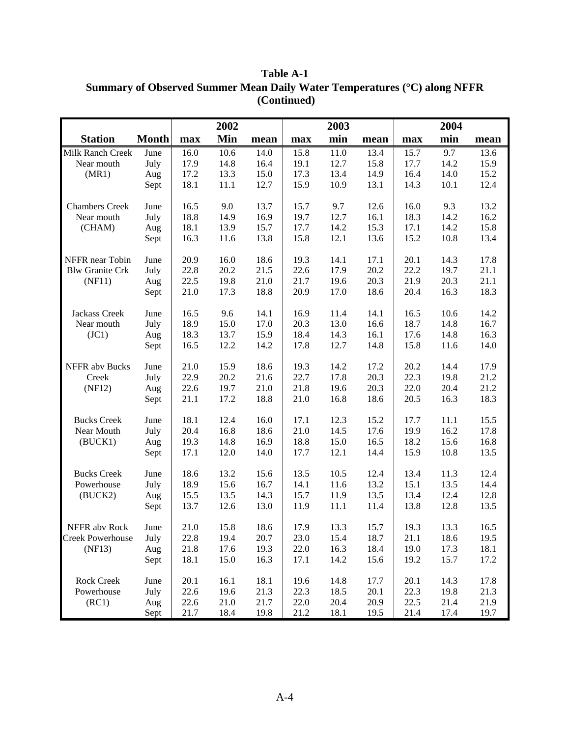**Table A-1**
**Summary of Observed Summer Mean Daily Water Temperatures (°C) along NFFR**
**(Continued)**

| | | 2002 | | | 2003 | | | 2004 | | |
|---|---|---|---|---|---|---|---|---|---|---|
| **Station** | **Month** | **max** | **Min** | **mean** | **max** | **min** | **mean** | **max** | **min** | **mean** |
| Milk Ranch Creek Near mouth (MR1) | June | 16.0 | 10.6 | 14.0 | 15.8 | 11.0 | 13.4 | 15.7 | 9.7 | 13.6 |
| | July | 17.9 | 14.8 | 16.4 | 19.1 | 12.7 | 15.8 | 17.7 | 14.2 | 15.9 |
| | Aug | 17.2 | 13.3 | 15.0 | 17.3 | 13.4 | 14.9 | 16.4 | 14.0 | 15.2 |
| | Sept | 18.1 | 11.1 | 12.7 | 15.9 | 10.9 | 13.1 | 14.3 | 10.1 | 12.4 |
| Chambers Creek Near mouth (CHAM) | June | 16.5 | 9.0 | 13.7 | 15.7 | 9.7 | 12.6 | 16.0 | 9.3 | 13.2 |
| | July | 18.8 | 14.9 | 16.9 | 19.7 | 12.7 | 16.1 | 18.3 | 14.2 | 16.2 |
| | Aug | 18.1 | 13.9 | 15.7 | 17.7 | 14.2 | 15.3 | 17.1 | 14.2 | 15.8 |
| | Sept | 16.3 | 11.6 | 13.8 | 15.8 | 12.1 | 13.6 | 15.2 | 10.8 | 13.4 |
| NFFR near Tobin Blw Granite Crk (NF11) | June | 20.9 | 16.0 | 18.6 | 19.3 | 14.1 | 17.1 | 20.1 | 14.3 | 17.8 |
| | July | 22.8 | 20.2 | 21.5 | 22.6 | 17.9 | 20.2 | 22.2 | 19.7 | 21.1 |
| | Aug | 22.5 | 19.8 | 21.0 | 21.7 | 19.6 | 20.3 | 21.9 | 20.3 | 21.1 |
| | Sept | 21.0 | 17.3 | 18.8 | 20.9 | 17.0 | 18.6 | 20.4 | 16.3 | 18.3 |
| Jackass Creek Near mouth (JC1) | June | 16.5 | 9.6 | 14.1 | 16.9 | 11.4 | 14.1 | 16.5 | 10.6 | 14.2 |
| | July | 18.9 | 15.0 | 17.0 | 20.3 | 13.0 | 16.6 | 18.7 | 14.8 | 16.7 |
| | Aug | 18.3 | 13.7 | 15.9 | 18.4 | 14.3 | 16.1 | 17.6 | 14.8 | 16.3 |
| | Sept | 16.5 | 12.2 | 14.2 | 17.8 | 12.7 | 14.8 | 15.8 | 11.6 | 14.0 |
| NFFR abv Bucks Creek (NF12) | June | 21.0 | 15.9 | 18.6 | 19.3 | 14.2 | 17.2 | 20.2 | 14.4 | 17.9 |
| | July | 22.9 | 20.2 | 21.6 | 22.7 | 17.8 | 20.3 | 22.3 | 19.8 | 21.2 |
| | Aug | 22.6 | 19.7 | 21.0 | 21.8 | 19.6 | 20.3 | 22.0 | 20.4 | 21.2 |
| | Sept | 21.1 | 17.2 | 18.8 | 21.0 | 16.8 | 18.6 | 20.5 | 16.3 | 18.3 |
| Bucks Creek Near Mouth (BUCK1) | June | 18.1 | 12.4 | 16.0 | 17.1 | 12.3 | 15.2 | 17.7 | 11.1 | 15.5 |
| | July | 20.4 | 16.8 | 18.6 | 21.0 | 14.5 | 17.6 | 19.9 | 16.2 | 17.8 |
| | Aug | 19.3 | 14.8 | 16.9 | 18.8 | 15.0 | 16.5 | 18.2 | 15.6 | 16.8 |
| | Sept | 17.1 | 12.0 | 14.0 | 17.7 | 12.1 | 14.4 | 15.9 | 10.8 | 13.5 |
| Bucks Creek Powerhouse (BUCK2) | June | 18.6 | 13.2 | 15.6 | 13.5 | 10.5 | 12.4 | 13.4 | 11.3 | 12.4 |
| | July | 18.9 | 15.6 | 16.7 | 14.1 | 11.6 | 13.2 | 15.1 | 13.5 | 14.4 |
| | Aug | 15.5 | 13.5 | 14.3 | 15.7 | 11.9 | 13.5 | 13.4 | 12.4 | 12.8 |
| | Sept | 13.7 | 12.6 | 13.0 | 11.9 | 11.1 | 11.4 | 13.8 | 12.8 | 13.5 |
| NFFR abv Rock Creek Powerhouse (NF13) | June | 21.0 | 15.8 | 18.6 | 17.9 | 13.3 | 15.7 | 19.3 | 13.3 | 16.5 |
| | July | 22.8 | 19.4 | 20.7 | 23.0 | 15.4 | 18.7 | 21.1 | 18.6 | 19.5 |
| | Aug | 21.8 | 17.6 | 19.3 | 22.0 | 16.3 | 18.4 | 19.0 | 17.3 | 18.1 |
| | Sept | 18.1 | 15.0 | 16.3 | 17.1 | 14.2 | 15.6 | 19.2 | 15.7 | 17.2 |
| Rock Creek Powerhouse (RC1) | June | 20.1 | 16.1 | 18.1 | 19.6 | 14.8 | 17.7 | 20.1 | 14.3 | 17.8 |
| | July | 22.6 | 19.6 | 21.3 | 22.3 | 18.5 | 20.1 | 22.3 | 19.8 | 21.3 |
| | Aug | 22.6 | 21.0 | 21.7 | 22.0 | 20.4 | 20.9 | 22.5 | 21.4 | 21.9 |
| | Sept | 21.7 | 18.4 | 19.8 | 21.2 | 18.1 | 19.5 | 21.4 | 17.4 | 19.7 |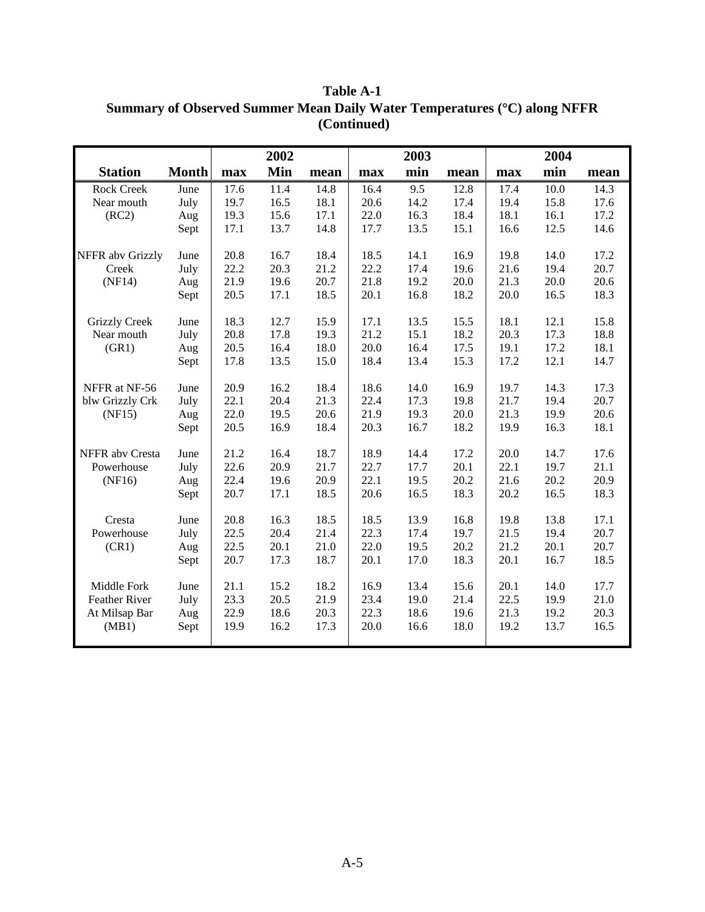**Table A-1**
**Summary of Observed Summer Mean Daily Water Temperatures (°C) along NFFR**
**(Continued)**

| | | 2002 | | | 2003 | | | 2004 | | |
|---|---|---|---|---|---|---|---|---|---|---|
| **Station** | **Month** | **max** | **Min** | **mean** | **max** | **min** | **mean** | **max** | **min** | **mean** |
| Rock Creek Near mouth (RC2) | June | 17.6 | 11.4 | 14.8 | 16.4 | 9.5 | 12.8 | 17.4 | 10.0 | 14.3 |
| | July | 19.7 | 16.5 | 18.1 | 20.6 | 14.2 | 17.4 | 19.4 | 15.8 | 17.6 |
| | Aug | 19.3 | 15.6 | 17.1 | 22.0 | 16.3 | 18.4 | 18.1 | 16.1 | 17.2 |
| | Sept | 17.1 | 13.7 | 14.8 | 17.7 | 13.5 | 15.1 | 16.6 | 12.5 | 14.6 |
| NFFR abv Grizzly Creek (NF14) | June | 20.8 | 16.7 | 18.4 | 18.5 | 14.1 | 16.9 | 19.8 | 14.0 | 17.2 |
| | July | 22.2 | 20.3 | 21.2 | 22.2 | 17.4 | 19.6 | 21.6 | 19.4 | 20.7 |
| | Aug | 21.9 | 19.6 | 20.7 | 21.8 | 19.2 | 20.0 | 21.3 | 20.0 | 20.6 |
| | Sept | 20.5 | 17.1 | 18.5 | 20.1 | 16.8 | 18.2 | 20.0 | 16.5 | 18.3 |
| Grizzly Creek Near mouth (GR1) | June | 18.3 | 12.7 | 15.9 | 17.1 | 13.5 | 15.5 | 18.1 | 12.1 | 15.8 |
| | July | 20.8 | 17.8 | 19.3 | 21.2 | 15.1 | 18.2 | 20.3 | 17.3 | 18.8 |
| | Aug | 20.5 | 16.4 | 18.0 | 20.0 | 16.4 | 17.5 | 19.1 | 17.2 | 18.1 |
| | Sept | 17.8 | 13.5 | 15.0 | 18.4 | 13.4 | 15.3 | 17.2 | 12.1 | 14.7 |
| NFFR at NF-56 blw Grizzly Crk (NF15) | June | 20.9 | 16.2 | 18.4 | 18.6 | 14.0 | 16.9 | 19.7 | 14.3 | 17.3 |
| | July | 22.1 | 20.4 | 21.3 | 22.4 | 17.3 | 19.8 | 21.7 | 19.4 | 20.7 |
| | Aug | 22.0 | 19.5 | 20.6 | 21.9 | 19.3 | 20.0 | 21.3 | 19.9 | 20.6 |
| | Sept | 20.5 | 16.9 | 18.4 | 20.3 | 16.7 | 18.2 | 19.9 | 16.3 | 18.1 |
| NFFR abv Cresta Powerhouse (NF16) | June | 21.2 | 16.4 | 18.7 | 18.9 | 14.4 | 17.2 | 20.0 | 14.7 | 17.6 |
| | July | 22.6 | 20.9 | 21.7 | 22.7 | 17.7 | 20.1 | 22.1 | 19.7 | 21.1 |
| | Aug | 22.4 | 19.6 | 20.9 | 22.1 | 19.5 | 20.2 | 21.6 | 20.2 | 20.9 |
| | Sept | 20.7 | 17.1 | 18.5 | 20.6 | 16.5 | 18.3 | 20.2 | 16.5 | 18.3 |
| Cresta Powerhouse (CR1) | June | 20.8 | 16.3 | 18.5 | 18.5 | 13.9 | 16.8 | 19.8 | 13.8 | 17.1 |
| | July | 22.5 | 20.4 | 21.4 | 22.3 | 17.4 | 19.7 | 21.5 | 19.4 | 20.7 |
| | Aug | 22.5 | 20.1 | 21.0 | 22.0 | 19.5 | 20.2 | 21.2 | 20.1 | 20.7 |
| | Sept | 20.7 | 17.3 | 18.7 | 20.1 | 17.0 | 18.3 | 20.1 | 16.7 | 18.5 |
| Middle Fork Feather River At Milsap Bar (MB1) | June | 21.1 | 15.2 | 18.2 | 16.9 | 13.4 | 15.6 | 20.1 | 14.0 | 17.7 |
| | July | 23.3 | 20.5 | 21.9 | 23.4 | 19.0 | 21.4 | 22.5 | 19.9 | 21.0 |
| | Aug | 22.9 | 18.6 | 20.3 | 22.3 | 18.6 | 19.6 | 21.3 | 19.2 | 20.3 |
| | Sept | 19.9 | 16.2 | 17.3 | 20.0 | 16.6 | 18.0 | 19.2 | 13.7 | 16.5 |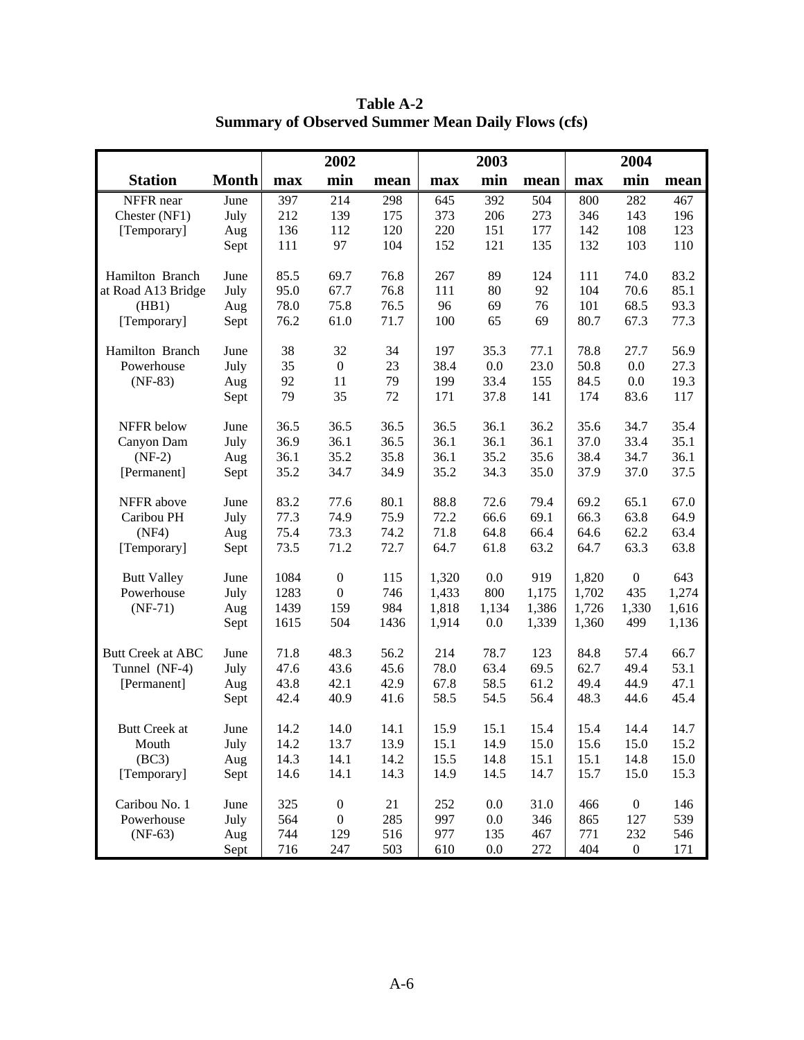**Table A-2**
**Summary of Observed Summer Mean Daily Flows (cfs)**

| | | 2002 | | | 2003 | | | 2004 | | |
|---|---|---|---|---|---|---|---|---|---|---|
| **Station** | **Month** | **max** | **min** | **mean** | **max** | **min** | **mean** | **max** | **min** | **mean** |
| NFFR near | June | 397 | 214 | 298 | 645 | 392 | 504 | 800 | 282 | 467 |
| Chester (NF1) | July | 212 | 139 | 175 | 373 | 206 | 273 | 346 | 143 | 196 |
| [Temporary] | Aug | 136 | 112 | 120 | 220 | 151 | 177 | 142 | 108 | 123 |
| | Sept | 111 | 97 | 104 | 152 | 121 | 135 | 132 | 103 | 110 |
| Hamilton Branch | June | 85.5 | 69.7 | 76.8 | 267 | 89 | 124 | 111 | 74.0 | 83.2 |
| at Road A13 Bridge | July | 95.0 | 67.7 | 76.8 | 111 | 80 | 92 | 104 | 70.6 | 85.1 |
| (HB1) | Aug | 78.0 | 75.8 | 76.5 | 96 | 69 | 76 | 101 | 68.5 | 93.3 |
| [Temporary] | Sept | 76.2 | 61.0 | 71.7 | 100 | 65 | 69 | 80.7 | 67.3 | 77.3 |
| Hamilton Branch | June | 38 | 32 | 34 | 197 | 35.3 | 77.1 | 78.8 | 27.7 | 56.9 |
| Powerhouse | July | 35 | 0 | 23 | 38.4 | 0.0 | 23.0 | 50.8 | 0.0 | 27.3 |
| (NF-83) | Aug | 92 | 11 | 79 | 199 | 33.4 | 155 | 84.5 | 0.0 | 19.3 |
| | Sept | 79 | 35 | 72 | 171 | 37.8 | 141 | 174 | 83.6 | 117 |
| NFFR below | June | 36.5 | 36.5 | 36.5 | 36.5 | 36.1 | 36.2 | 35.6 | 34.7 | 35.4 |
| Canyon Dam | July | 36.9 | 36.1 | 36.5 | 36.1 | 36.1 | 36.1 | 37.0 | 33.4 | 35.1 |
| (NF-2) | Aug | 36.1 | 35.2 | 35.8 | 36.1 | 35.2 | 35.6 | 38.4 | 34.7 | 36.1 |
| [Permanent] | Sept | 35.2 | 34.7 | 34.9 | 35.2 | 34.3 | 35.0 | 37.9 | 37.0 | 37.5 |
| NFFR above | June | 83.2 | 77.6 | 80.1 | 88.8 | 72.6 | 79.4 | 69.2 | 65.1 | 67.0 |
| Caribou PH | July | 77.3 | 74.9 | 75.9 | 72.2 | 66.6 | 69.1 | 66.3 | 63.8 | 64.9 |
| (NF4) | Aug | 75.4 | 73.3 | 74.2 | 71.8 | 64.8 | 66.4 | 64.6 | 62.2 | 63.4 |
| [Temporary] | Sept | 73.5 | 71.2 | 72.7 | 64.7 | 61.8 | 63.2 | 64.7 | 63.3 | 63.8 |
| Butt Valley | June | 1084 | 0 | 115 | 1,320 | 0.0 | 919 | 1,820 | 0 | 643 |
| Powerhouse | July | 1283 | 0 | 746 | 1,433 | 800 | 1,175 | 1,702 | 435 | 1,274 |
| (NF-71) | Aug | 1439 | 159 | 984 | 1,818 | 1,134 | 1,386 | 1,726 | 1,330 | 1,616 |
| | Sept | 1615 | 504 | 1436 | 1,914 | 0.0 | 1,339 | 1,360 | 499 | 1,136 |
| Butt Creek at ABC | June | 71.8 | 48.3 | 56.2 | 214 | 78.7 | 123 | 84.8 | 57.4 | 66.7 |
| Tunnel (NF-4) | July | 47.6 | 43.6 | 45.6 | 78.0 | 63.4 | 69.5 | 62.7 | 49.4 | 53.1 |
| [Permanent] | Aug | 43.8 | 42.1 | 42.9 | 67.8 | 58.5 | 61.2 | 49.4 | 44.9 | 47.1 |
| | Sept | 42.4 | 40.9 | 41.6 | 58.5 | 54.5 | 56.4 | 48.3 | 44.6 | 45.4 |
| Butt Creek at | June | 14.2 | 14.0 | 14.1 | 15.9 | 15.1 | 15.4 | 15.4 | 14.4 | 14.7 |
| Mouth | July | 14.2 | 13.7 | 13.9 | 15.1 | 14.9 | 15.0 | 15.6 | 15.0 | 15.2 |
| (BC3) | Aug | 14.3 | 14.1 | 14.2 | 15.5 | 14.8 | 15.1 | 15.1 | 14.8 | 15.0 |
| [Temporary] | Sept | 14.6 | 14.1 | 14.3 | 14.9 | 14.5 | 14.7 | 15.7 | 15.0 | 15.3 |
| Caribou No. 1 | June | 325 | 0 | 21 | 252 | 0.0 | 31.0 | 466 | 0 | 146 |
| Powerhouse | July | 564 | 0 | 285 | 997 | 0.0 | 346 | 865 | 127 | 539 |
| (NF-63) | Aug | 744 | 129 | 516 | 977 | 135 | 467 | 771 | 232 | 546 |
| | Sept | 716 | 247 | 503 | 610 | 0.0 | 272 | 404 | 0 | 171 |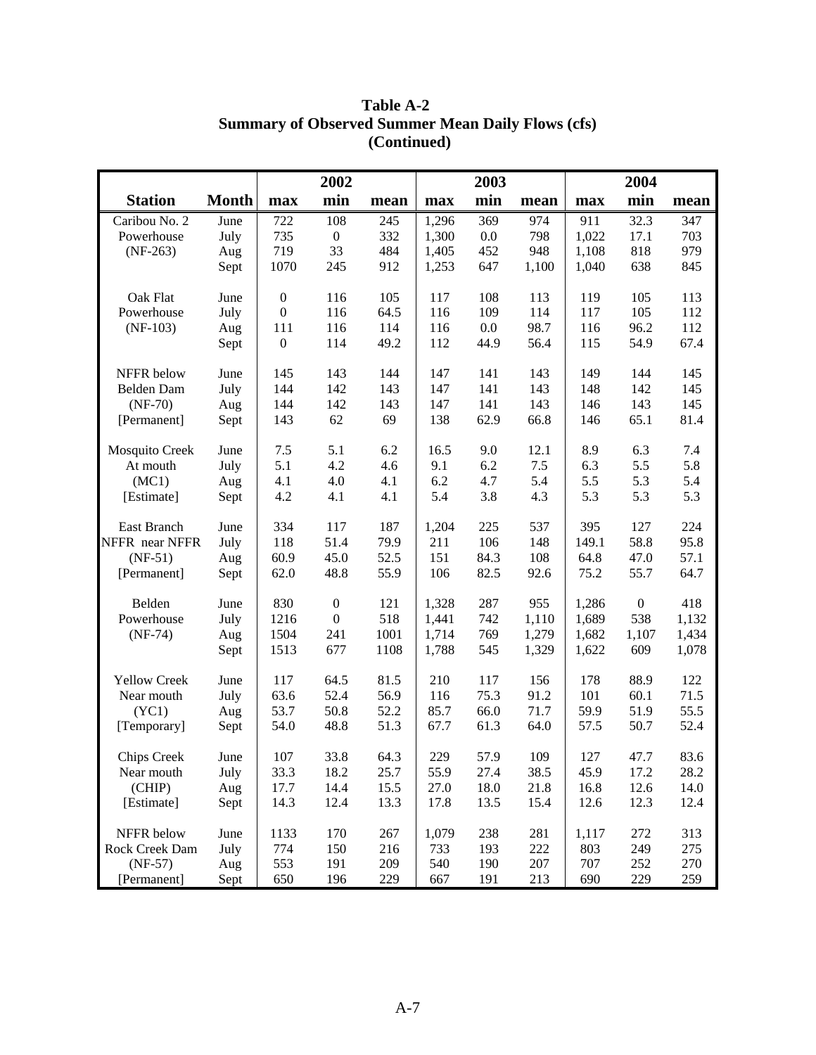**Table A-2**
**Summary of Observed Summer Mean Daily Flows (cfs)**
**(Continued)**

| Station | Month | 2002 | | | 2003 | | | 2004 | | |
|---|---|---|---|---|---|---|---|---|---|---|
| | | max | min | mean | max | min | mean | max | min | mean |
| Caribou No. 2 | June | 722 | 108 | 245 | 1,296 | 369 | 974 | 911 | 32.3 | 347 |
| Powerhouse | July | 735 | 0 | 332 | 1,300 | 0.0 | 798 | 1,022 | 17.1 | 703 |
| (NF-263) | Aug | 719 | 33 | 484 | 1,405 | 452 | 948 | 1,108 | 818 | 979 |
| | Sept | 1070 | 245 | 912 | 1,253 | 647 | 1,100 | 1,040 | 638 | 845 |
| Oak Flat | June | 0 | 116 | 105 | 117 | 108 | 113 | 119 | 105 | 113 |
| Powerhouse | July | 0 | 116 | 64.5 | 116 | 109 | 114 | 117 | 105 | 112 |
| (NF-103) | Aug | 111 | 116 | 114 | 116 | 0.0 | 98.7 | 116 | 96.2 | 112 |
| | Sept | 0 | 114 | 49.2 | 112 | 44.9 | 56.4 | 115 | 54.9 | 67.4 |
| NFFR below | June | 145 | 143 | 144 | 147 | 141 | 143 | 149 | 144 | 145 |
| Belden Dam | July | 144 | 142 | 143 | 147 | 141 | 143 | 148 | 142 | 145 |
| (NF-70) | Aug | 144 | 142 | 143 | 147 | 141 | 143 | 146 | 143 | 145 |
| [Permanent] | Sept | 143 | 62 | 69 | 138 | 62.9 | 66.8 | 146 | 65.1 | 81.4 |
| Mosquito Creek | June | 7.5 | 5.1 | 6.2 | 16.5 | 9.0 | 12.1 | 8.9 | 6.3 | 7.4 |
| At mouth | July | 5.1 | 4.2 | 4.6 | 9.1 | 6.2 | 7.5 | 6.3 | 5.5 | 5.8 |
| (MC1) | Aug | 4.1 | 4.0 | 4.1 | 6.2 | 4.7 | 5.4 | 5.5 | 5.3 | 5.4 |
| [Estimate] | Sept | 4.2 | 4.1 | 4.1 | 5.4 | 3.8 | 4.3 | 5.3 | 5.3 | 5.3 |
| East Branch | June | 334 | 117 | 187 | 1,204 | 225 | 537 | 395 | 127 | 224 |
| NFFR near NFFR | July | 118 | 51.4 | 79.9 | 211 | 106 | 148 | 149.1 | 58.8 | 95.8 |
| (NF-51) | Aug | 60.9 | 45.0 | 52.5 | 151 | 84.3 | 108 | 64.8 | 47.0 | 57.1 |
| [Permanent] | Sept | 62.0 | 48.8 | 55.9 | 106 | 82.5 | 92.6 | 75.2 | 55.7 | 64.7 |
| Belden | June | 830 | 0 | 121 | 1,328 | 287 | 955 | 1,286 | 0 | 418 |
| Powerhouse | July | 1216 | 0 | 518 | 1,441 | 742 | 1,110 | 1,689 | 538 | 1,132 |
| (NF-74) | Aug | 1504 | 241 | 1001 | 1,714 | 769 | 1,279 | 1,682 | 1,107 | 1,434 |
| | Sept | 1513 | 677 | 1108 | 1,788 | 545 | 1,329 | 1,622 | 609 | 1,078 |
| Yellow Creek | June | 117 | 64.5 | 81.5 | 210 | 117 | 156 | 178 | 88.9 | 122 |
| Near mouth | July | 63.6 | 52.4 | 56.9 | 116 | 75.3 | 91.2 | 101 | 60.1 | 71.5 |
| (YC1) | Aug | 53.7 | 50.8 | 52.2 | 85.7 | 66.0 | 71.7 | 59.9 | 51.9 | 55.5 |
| [Temporary] | Sept | 54.0 | 48.8 | 51.3 | 67.7 | 61.3 | 64.0 | 57.5 | 50.7 | 52.4 |
| Chips Creek | June | 107 | 33.8 | 64.3 | 229 | 57.9 | 109 | 127 | 47.7 | 83.6 |
| Near mouth | July | 33.3 | 18.2 | 25.7 | 55.9 | 27.4 | 38.5 | 45.9 | 17.2 | 28.2 |
| (CHIP) | Aug | 17.7 | 14.4 | 15.5 | 27.0 | 18.0 | 21.8 | 16.8 | 12.6 | 14.0 |
| [Estimate] | Sept | 14.3 | 12.4 | 13.3 | 17.8 | 13.5 | 15.4 | 12.6 | 12.3 | 12.4 |
| NFFR below | June | 1133 | 170 | 267 | 1,079 | 238 | 281 | 1,117 | 272 | 313 |
| Rock Creek Dam | July | 774 | 150 | 216 | 733 | 193 | 222 | 803 | 249 | 275 |
| (NF-57) | Aug | 553 | 191 | 209 | 540 | 190 | 207 | 707 | 252 | 270 |
| [Permanent] | Sept | 650 | 196 | 229 | 667 | 191 | 213 | 690 | 229 | 259 |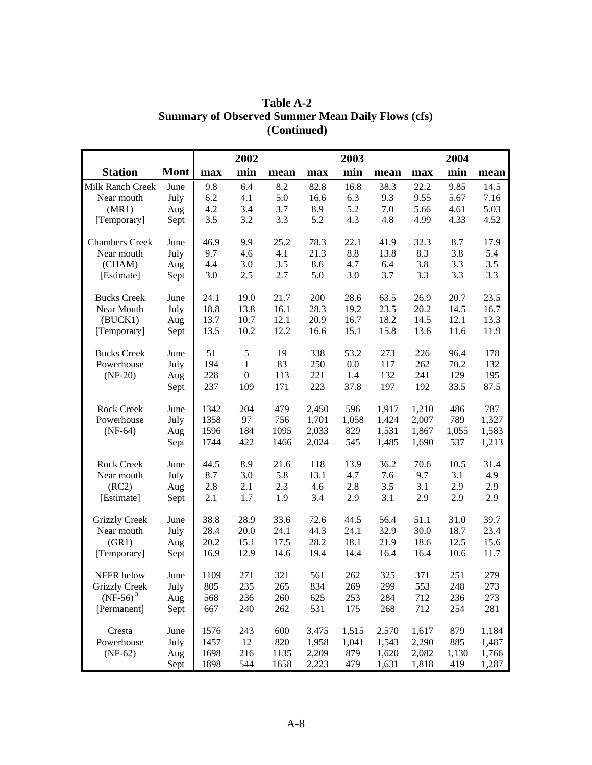**Table A-2**
**Summary of Observed Summer Mean Daily Flows (cfs)**
**(Continued)**

| Station | Mont | 2002 | | | 2003 | | | 2004 | | |
|---|---|---|---|---|---|---|---|---|---|---|
| | | max | min | mean | max | min | mean | max | min | mean |
| Milk Ranch Creek | June | 9.8 | 6.4 | 8.2 | 82.8 | 16.8 | 38.3 | 22.2 | 9.85 | 14.5 |
| Near mouth | July | 6.2 | 4.1 | 5.0 | 16.6 | 6.3 | 9.3 | 9.55 | 5.67 | 7.16 |
| (MR1) | Aug | 4.2 | 3.4 | 3.7 | 8.9 | 5.2 | 7.0 | 5.66 | 4.61 | 5.03 |
| [Temporary] | Sept | 3.5 | 3.2 | 3.3 | 5.2 | 4.3 | 4.8 | 4.99 | 4.33 | 4.52 |
| Chambers Creek | June | 46.9 | 9.9 | 25.2 | 78.3 | 22.1 | 41.9 | 32.3 | 8.7 | 17.9 |
| Near mouth | July | 9.7 | 4.6 | 4.1 | 21.3 | 8.8 | 13.8 | 8.3 | 3.8 | 5.4 |
| (CHAM) | Aug | 4.4 | 3.0 | 3.5 | 8.6 | 4.7 | 6.4 | 3.8 | 3.3 | 3.5 |
| [Estimate] | Sept | 3.0 | 2.5 | 2.7 | 5.0 | 3.0 | 3.7 | 3.3 | 3.3 | 3.3 |
| Bucks Creek | June | 24.1 | 19.0 | 21.7 | 200 | 28.6 | 63.5 | 26.9 | 20.7 | 23.5 |
| Near Mouth | July | 18.8 | 13.8 | 16.1 | 28.3 | 19.2 | 23.5 | 20.2 | 14.5 | 16.7 |
| (BUCK1) | Aug | 13.7 | 10.7 | 12.1 | 20.9 | 16.7 | 18.2 | 14.5 | 12.1 | 13.3 |
| [Temporary] | Sept | 13.5 | 10.2 | 12.2 | 16.6 | 15.1 | 15.8 | 13.6 | 11.6 | 11.9 |
| Bucks Creek | June | 51 | 5 | 19 | 338 | 53.2 | 273 | 226 | 96.4 | 178 |
| Powerhouse | July | 194 | 1 | 83 | 250 | 0.0 | 117 | 262 | 70.2 | 132 |
| (NF-20) | Aug | 228 | 0 | 113 | 221 | 1.4 | 132 | 241 | 129 | 195 |
| | Sept | 237 | 109 | 171 | 223 | 37.8 | 197 | 192 | 33.5 | 87.5 |
| Rock Creek | June | 1342 | 204 | 479 | 2,450 | 596 | 1,917 | 1,210 | 486 | 787 |
| Powerhouse | July | 1358 | 97 | 756 | 1,701 | 1,058 | 1,424 | 2,007 | 789 | 1,327 |
| (NF-64) | Aug | 1596 | 184 | 1095 | 2,033 | 829 | 1,531 | 1,867 | 1,055 | 1,583 |
| | Sept | 1744 | 422 | 1466 | 2,024 | 545 | 1,485 | 1,690 | 537 | 1,213 |
| Rock Creek | June | 44.5 | 8.9 | 21.6 | 118 | 13.9 | 36.2 | 70.6 | 10.5 | 31.4 |
| Near mouth | July | 8.7 | 3.0 | 5.8 | 13.1 | 4.7 | 7.6 | 9.7 | 3.1 | 4.9 |
| (RC2) | Aug | 2.8 | 2.1 | 2.3 | 4.6 | 2.8 | 3.5 | 3.1 | 2.9 | 2.9 |
| [Estimate] | Sept | 2.1 | 1.7 | 1.9 | 3.4 | 2.9 | 3.1 | 2.9 | 2.9 | 2.9 |
| Grizzly Creek | June | 38.8 | 28.9 | 33.6 | 72.6 | 44.5 | 56.4 | 51.1 | 31.0 | 39.7 |
| Near mouth | July | 28.4 | 20.0 | 24.1 | 44.3 | 24.1 | 32.9 | 30.0 | 18.7 | 23.4 |
| (GR1) | Aug | 20.2 | 15.1 | 17.5 | 28.2 | 18.1 | 21.9 | 18.6 | 12.5 | 15.6 |
| [Temporary] | Sept | 16.9 | 12.9 | 14.6 | 19.4 | 14.4 | 16.4 | 16.4 | 10.6 | 11.7 |
| NFFR below | June | 1109 | 271 | 321 | 561 | 262 | 325 | 371 | 251 | 279 |
| Grizzly Creek | July | 805 | 235 | 265 | 834 | 269 | 299 | 553 | 248 | 273 |
| (NF-56) [3] | Aug | 568 | 236 | 260 | 625 | 253 | 284 | 712 | 236 | 273 |
| [Permanent] | Sept | 667 | 240 | 262 | 531 | 175 | 268 | 712 | 254 | 281 |
| Cresta | June | 1576 | 243 | 600 | 3,475 | 1,515 | 2,570 | 1,617 | 879 | 1,184 |
| Powerhouse | July | 1457 | 12 | 820 | 1,958 | 1,041 | 1,543 | 2,290 | 885 | 1,487 |
| (NF-62) | Aug | 1698 | 216 | 1135 | 2,209 | 879 | 1,620 | 2,082 | 1,130 | 1,766 |
| | Sept | 1898 | 544 | 1658 | 2,223 | 479 | 1,631 | 1,818 | 419 | 1,287 |